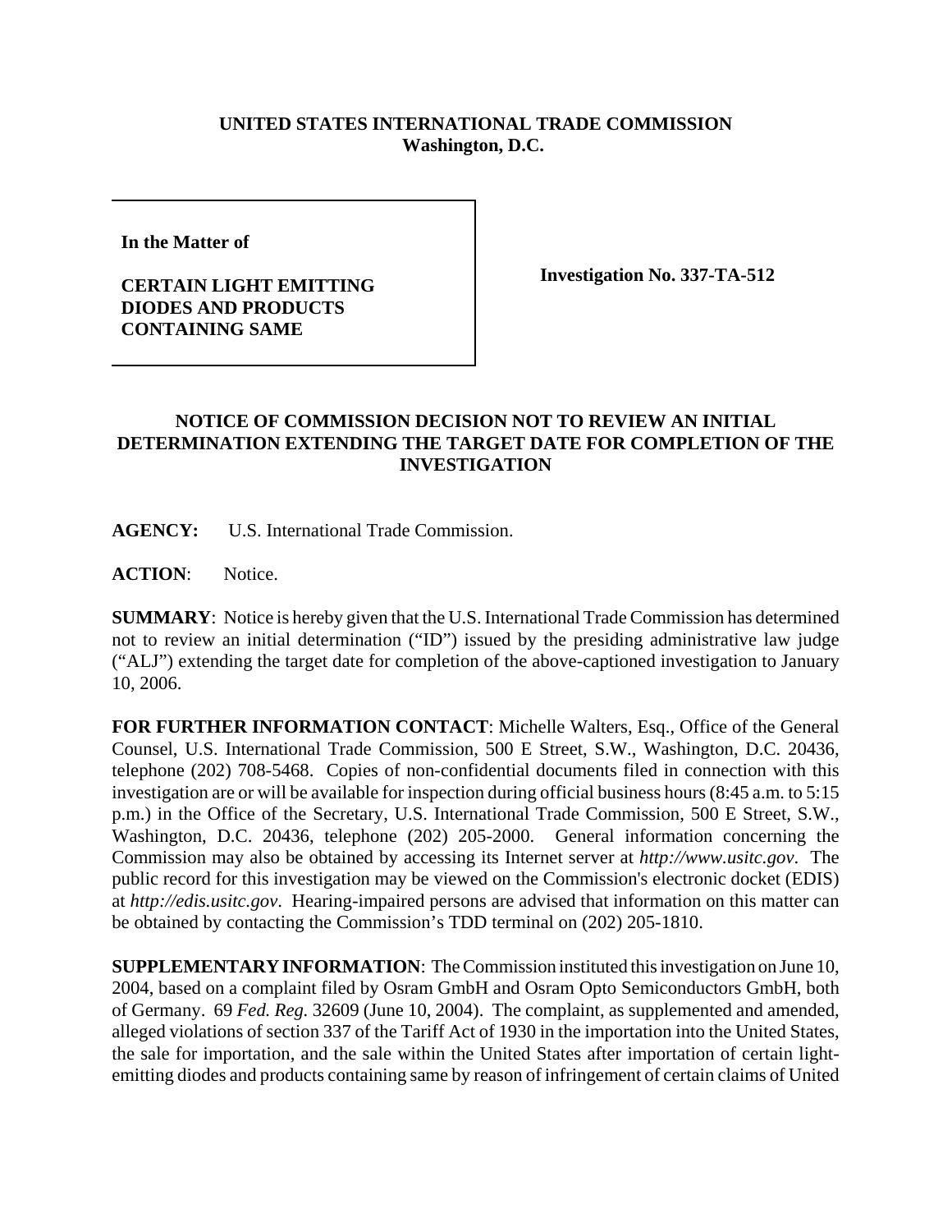**UNITED STATES INTERNATIONAL TRADE COMMISSION**
**Washington, D.C.**

| **In the Matter of**<br><br>**CERTAIN LIGHT EMITTING DIODES AND PRODUCTS CONTAINING SAME** | **Investigation No. 337-TA-512** |
|---|---|

## NOTICE OF COMMISSION DECISION NOT TO REVIEW AN INITIAL DETERMINATION EXTENDING THE TARGET DATE FOR COMPLETION OF THE INVESTIGATION

**AGENCY:** U.S. International Trade Commission.

**ACTION**: Notice.

**SUMMARY**: Notice is hereby given that the U.S. International Trade Commission has determined not to review an initial determination ("ID") issued by the presiding administrative law judge ("ALJ") extending the target date for completion of the above-captioned investigation to January 10, 2006.

**FOR FURTHER INFORMATION CONTACT**: Michelle Walters, Esq., Office of the General Counsel, U.S. International Trade Commission, 500 E Street, S.W., Washington, D.C. 20436, telephone (202) 708-5468. Copies of non-confidential documents filed in connection with this investigation are or will be available for inspection during official business hours (8:45 a.m. to 5:15 p.m.) in the Office of the Secretary, U.S. International Trade Commission, 500 E Street, S.W., Washington, D.C. 20436, telephone (202) 205-2000. General information concerning the Commission may also be obtained by accessing its Internet server at *http://www.usitc.gov*. The public record for this investigation may be viewed on the Commission's electronic docket (EDIS) at *http://edis.usitc.gov*. Hearing-impaired persons are advised that information on this matter can be obtained by contacting the Commission's TDD terminal on (202) 205-1810.

**SUPPLEMENTARY INFORMATION**: The Commission instituted this investigation on June 10, 2004, based on a complaint filed by Osram GmbH and Osram Opto Semiconductors GmbH, both of Germany. 69 *Fed. Reg.* 32609 (June 10, 2004). The complaint, as supplemented and amended, alleged violations of section 337 of the Tariff Act of 1930 in the importation into the United States, the sale for importation, and the sale within the United States after importation of certain light-emitting diodes and products containing same by reason of infringement of certain claims of United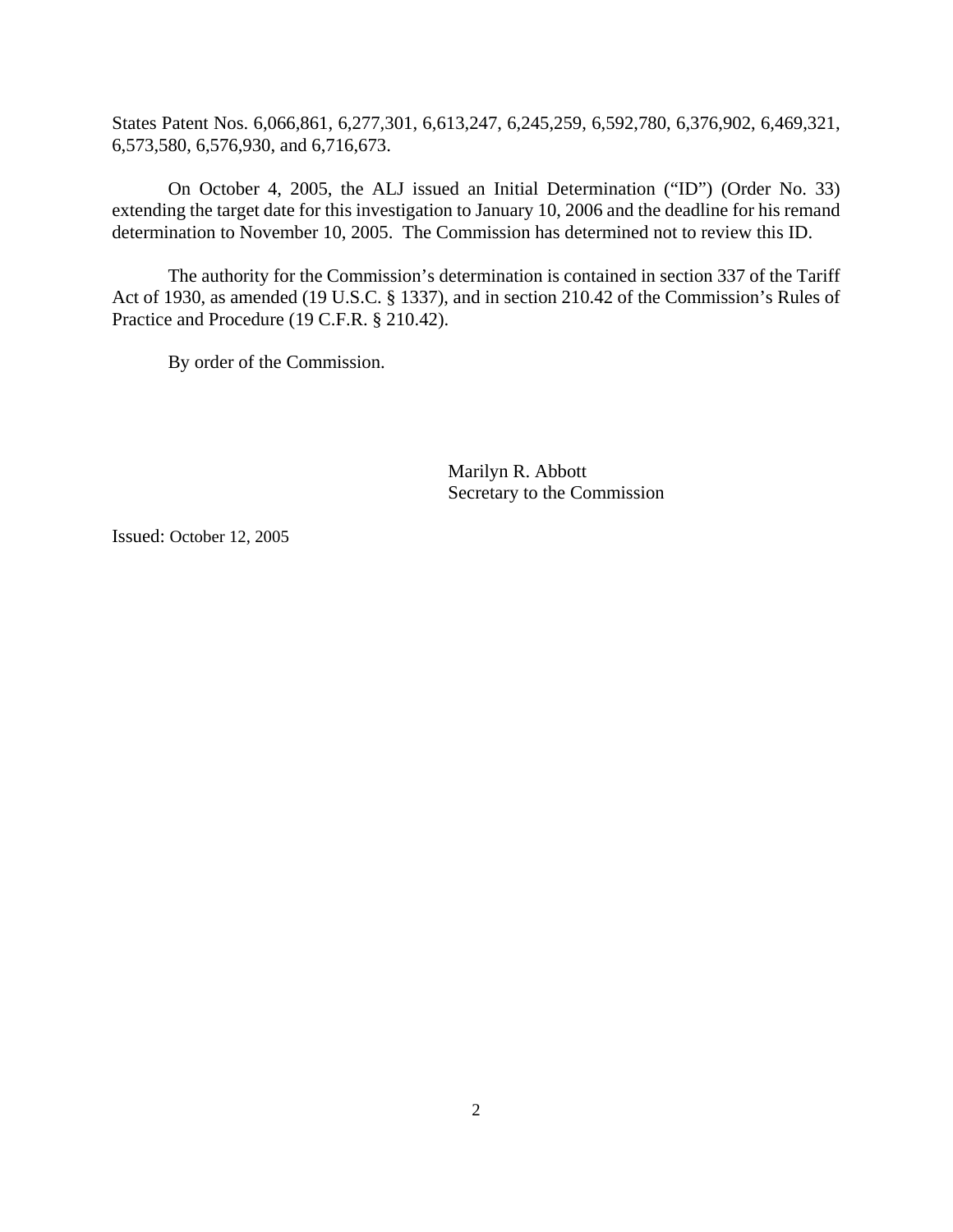States Patent Nos. 6,066,861, 6,277,301, 6,613,247, 6,245,259, 6,592,780, 6,376,902, 6,469,321, 6,573,580, 6,576,930, and 6,716,673.

On October 4, 2005, the ALJ issued an Initial Determination ("ID") (Order No. 33) extending the target date for this investigation to January 10, 2006 and the deadline for his remand determination to November 10, 2005. The Commission has determined not to review this ID.

The authority for the Commission's determination is contained in section 337 of the Tariff Act of 1930, as amended (19 U.S.C. § 1337), and in section 210.42 of the Commission's Rules of Practice and Procedure (19 C.F.R. § 210.42).

By order of the Commission.

Marilyn R. Abbott
Secretary to the Commission

Issued: October 12, 2005